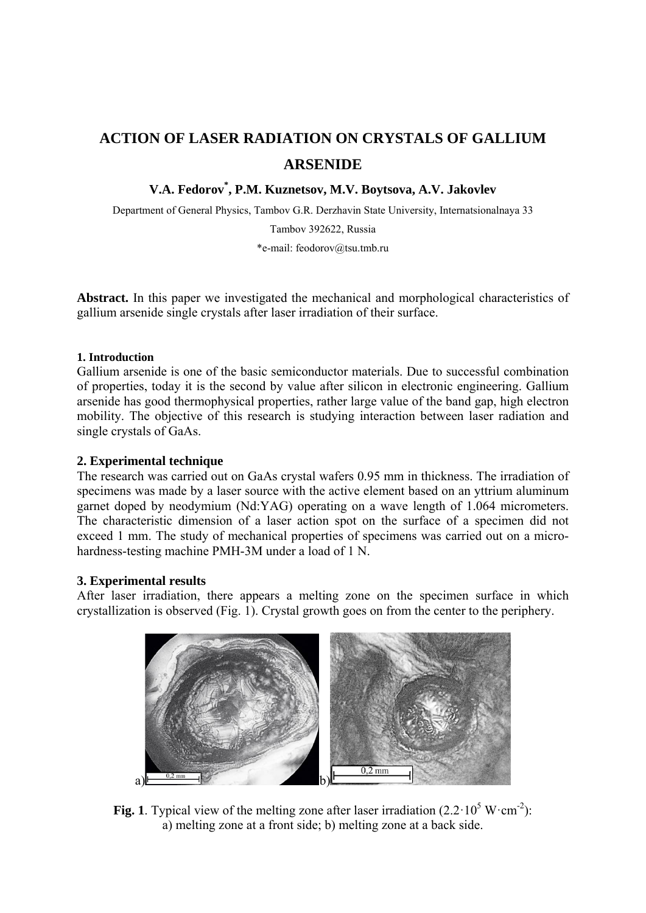# ACTION OF LASER RADIATION ON CRYSTALS OF GALLIUM ARSENIDE

**V.A. Fedorov\*, P.M. Kuznetsov, M.V. Boytsova, A.V. Jakovlev**

Department of General Physics, Tambov G.R. Derzhavin State University, Internatsionalnaya 33

Tambov 392622, Russia

\*e-mail: feodorov@tsu.tmb.ru

**Abstract.** In this paper we investigated the mechanical and morphological characteristics of gallium arsenide single crystals after laser irradiation of their surface.

### 1. Introduction

Gallium arsenide is one of the basic semiconductor materials. Due to successful combination of properties, today it is the second by value after silicon in electronic engineering. Gallium arsenide has good thermophysical properties, rather large value of the band gap, high electron mobility. The objective of this research is studying interaction between laser radiation and single crystals of GaAs.

### 2. Experimental technique

The research was carried out on GaAs crystal wafers 0.95 mm in thickness. The irradiation of specimens was made by a laser source with the active element based on an yttrium aluminum garnet doped by neodymium (Nd:YAG) operating on a wave length of 1.064 micrometers. The characteristic dimension of a laser action spot on the surface of a specimen did not exceed 1 mm. The study of mechanical properties of specimens was carried out on a micro-hardness-testing machine PMH-3M under a load of 1 N.

### 3. Experimental results

After laser irradiation, there appears a melting zone on the specimen surface in which crystallization is observed (Fig. 1). Crystal growth goes on from the center to the periphery.

**Fig. 1**. Typical view of the melting zone after laser irradiation ($2.2 \cdot 10^5$ W$\cdot$cm$^{-2}$): a) melting zone at a front side; b) melting zone at a back side.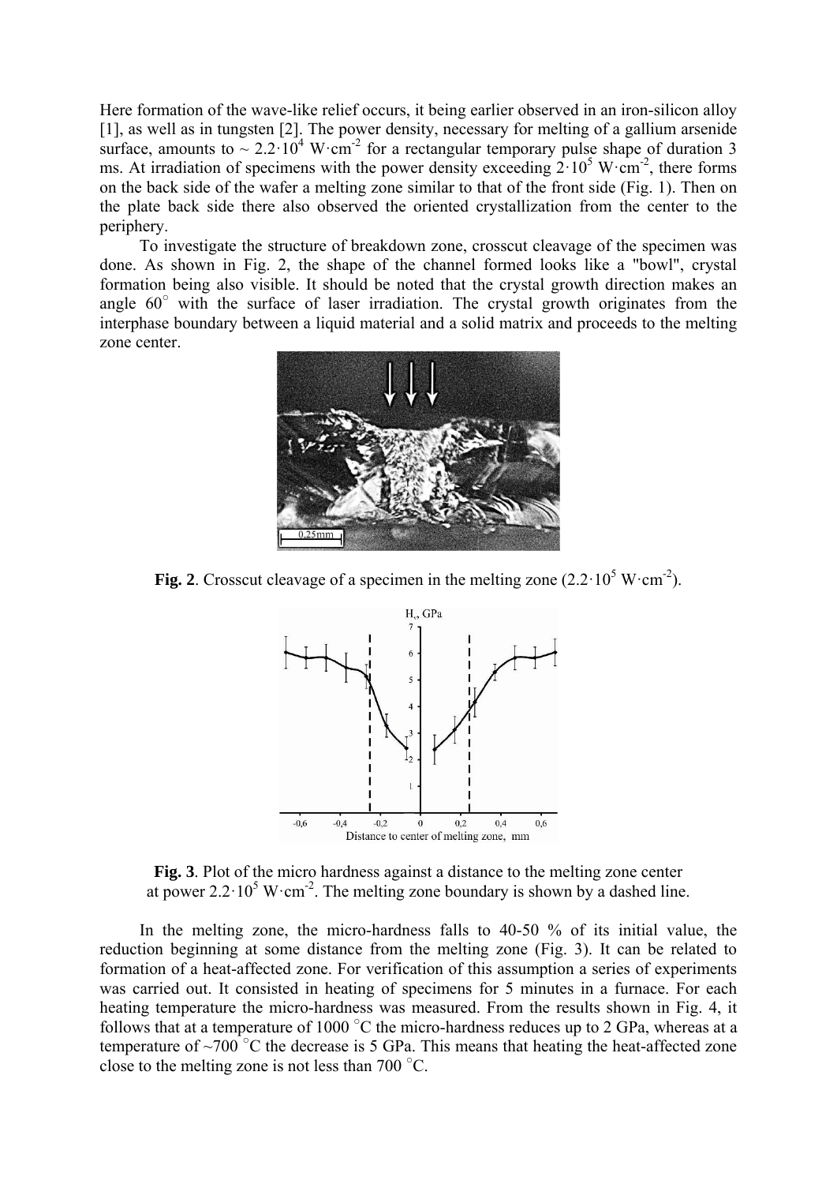Here formation of the wave-like relief occurs, it being earlier observed in an iron-silicon alloy [1], as well as in tungsten [2]. The power density, necessary for melting of a gallium arsenide surface, amounts to ~ $2.2 \cdot 10^4$ W·cm$^{-2}$ for a rectangular temporary pulse shape of duration 3 ms. At irradiation of specimens with the power density exceeding $2 \cdot 10^5$ W·cm$^{-2}$, there forms on the back side of the wafer a melting zone similar to that of the front side (Fig. 1). Then on the plate back side there also observed the oriented crystallization from the center to the periphery.

To investigate the structure of breakdown zone, crosscut cleavage of the specimen was done. As shown in Fig. 2, the shape of the channel formed looks like a "bowl", crystal formation being also visible. It should be noted that the crystal growth direction makes an angle 60° with the surface of laser irradiation. The crystal growth originates from the interphase boundary between a liquid material and a solid matrix and proceeds to the melting zone center.

**Fig. 2**. Crosscut cleavage of a specimen in the melting zone ($2.2 \cdot 10^5$ W·cm$^{-2}$).

**Fig. 3**. Plot of the micro hardness against a distance to the melting zone center at power $2.2 \cdot 10^5$ W·cm$^{-2}$. The melting zone boundary is shown by a dashed line.

In the melting zone, the micro-hardness falls to 40-50 % of its initial value, the reduction beginning at some distance from the melting zone (Fig. 3). It can be related to formation of a heat-affected zone. For verification of this assumption a series of experiments was carried out. It consisted in heating of specimens for 5 minutes in a furnace. For each heating temperature the micro-hardness was measured. From the results shown in Fig. 4, it follows that at a temperature of 1000 °C the micro-hardness reduces up to 2 GPa, whereas at a temperature of ~700 °C the decrease is 5 GPa. This means that heating the heat-affected zone close to the melting zone is not less than 700 °C.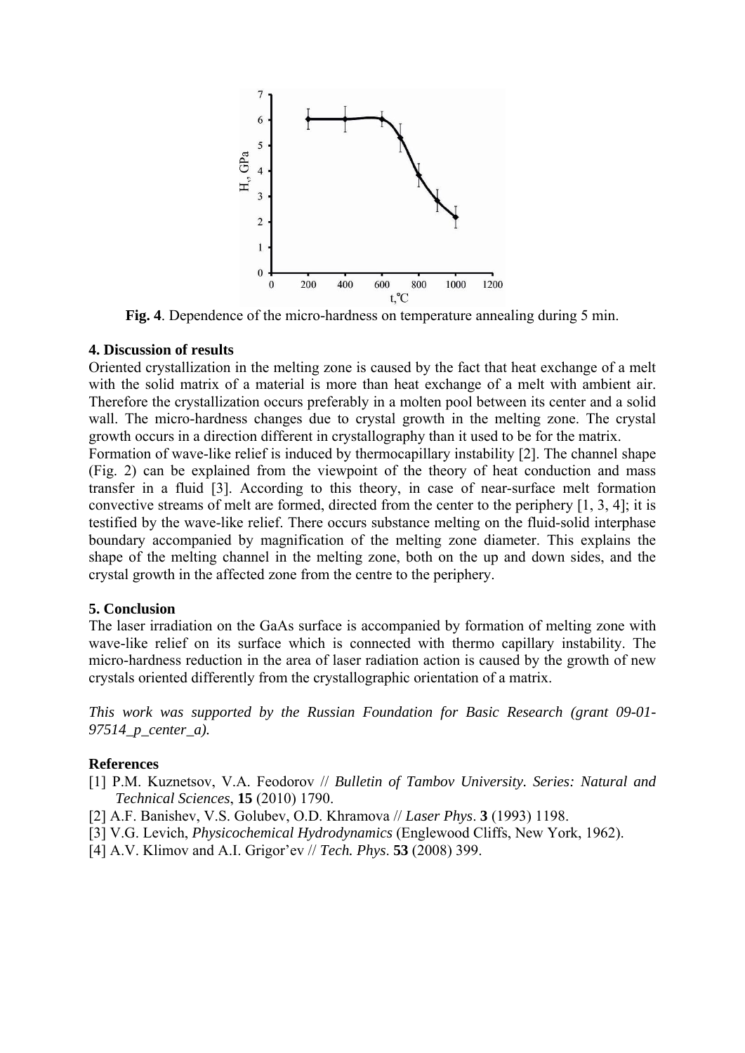7
6
5
4
3
2
1
0

$H_v$, GPa

0 200 400 600 800 1000 1200

t,°C

**Fig. 4**. Dependence of the micro-hardness on temperature annealing during 5 min.

## 4. Discussion of results

Oriented crystallization in the melting zone is caused by the fact that heat exchange of a melt with the solid matrix of a material is more than heat exchange of a melt with ambient air. Therefore the crystallization occurs preferably in a molten pool between its center and a solid wall. The micro-hardness changes due to crystal growth in the melting zone. The crystal growth occurs in a direction different in crystallography than it used to be for the matrix.

Formation of wave-like relief is induced by thermocapillary instability [2]. The channel shape (Fig. 2) can be explained from the viewpoint of the theory of heat conduction and mass transfer in a fluid [3]. According to this theory, in case of near-surface melt formation convective streams of melt are formed, directed from the center to the periphery [1, 3, 4]; it is testified by the wave-like relief. There occurs substance melting on the fluid-solid interphase boundary accompanied by magnification of the melting zone diameter. This explains the shape of the melting channel in the melting zone, both on the up and down sides, and the crystal growth in the affected zone from the centre to the periphery.

## 5. Conclusion

The laser irradiation on the GaAs surface is accompanied by formation of melting zone with wave-like relief on its surface which is connected with thermo capillary instability. The micro-hardness reduction in the area of laser radiation action is caused by the growth of new crystals oriented differently from the crystallographic orientation of a matrix.

*This work was supported by the Russian Foundation for Basic Research (grant 09-01-97514_p_center_a).*

## References

[1] P.M. Kuznetsov, V.A. Feodorov // *Bulletin of Tambov University. Series: Natural and Technical Sciences*, **15** (2010) 1790.

[2] A.F. Banishev, V.S. Golubev, O.D. Khramova // *Laser Phys*. **3** (1993) 1198.

[3] V.G. Levich, *Physicochemical Hydrodynamics* (Englewood Cliffs, New York, 1962).

[4] A.V. Klimov and A.I. Grigor'ev // *Tech. Phys*. **53** (2008) 399.